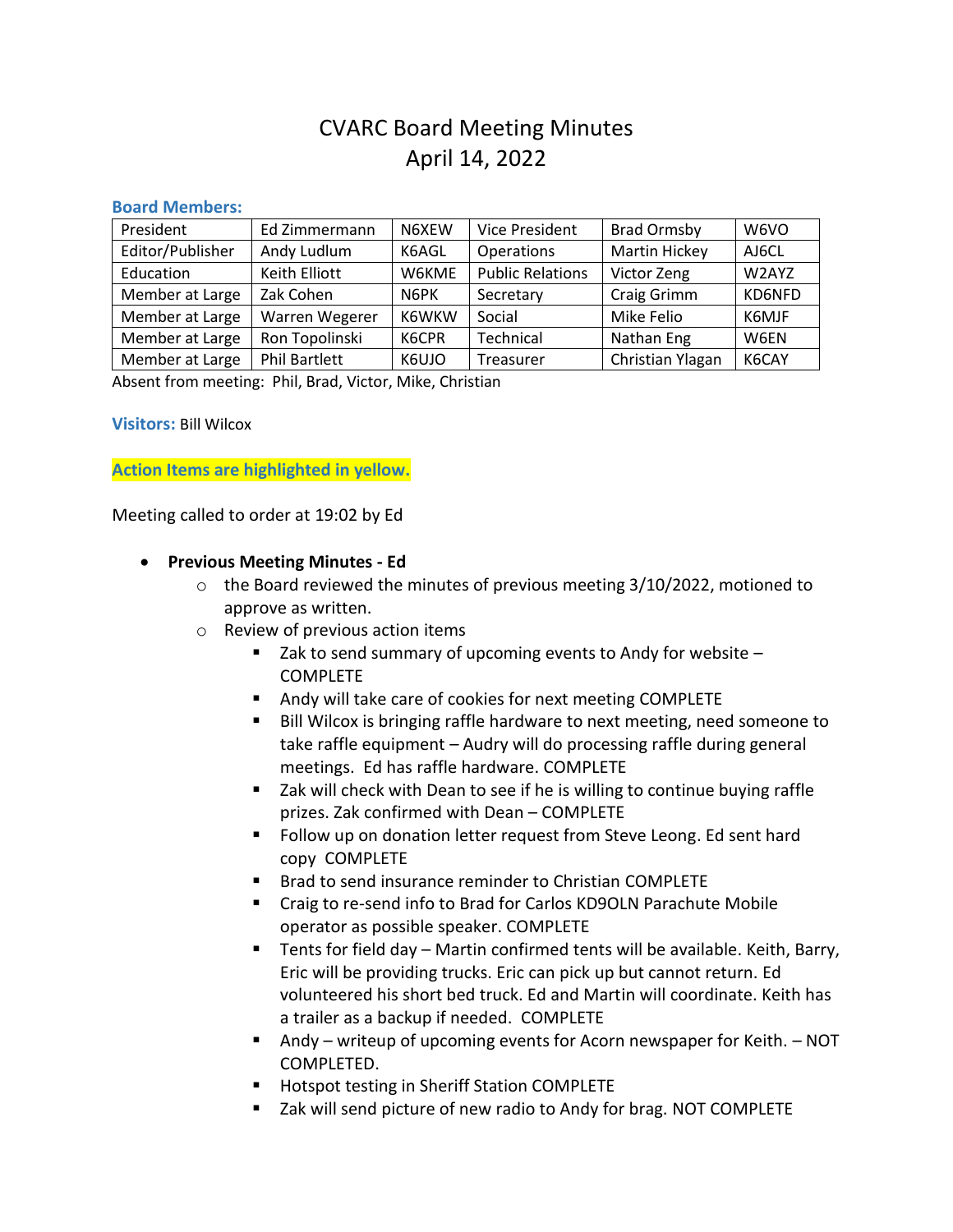# CVARC Board Meeting Minutes
# April 14, 2022

**Board Members:**

| President | Ed Zimmermann | N6XEW | Vice President | Brad Ormsby | W6VO |
|---|---|---|---|---|---|
| Editor/Publisher | Andy Ludlum | K6AGL | Operations | Martin Hickey | AJ6CL |
| Education | Keith Elliott | W6KME | Public Relations | Victor Zeng | W2AYZ |
| Member at Large | Zak Cohen | N6PK | Secretary | Craig Grimm | KD6NFD |
| Member at Large | Warren Wegerer | K6WKW | Social | Mike Felio | K6MJF |
| Member at Large | Ron Topolinski | K6CPR | Technical | Nathan Eng | W6EN |
| Member at Large | Phil Bartlett | K6UJO | Treasurer | Christian Ylagan | K6CAY |

Absent from meeting: Phil, Brad, Victor, Mike, Christian

**Visitors:** Bill Wilcox

**Action Items are highlighted in yellow.**

Meeting called to order at 19:02 by Ed

- **Previous Meeting Minutes - Ed**
  - the Board reviewed the minutes of previous meeting 3/10/2022, motioned to approve as written.
  - Review of previous action items
    - Zak to send summary of upcoming events to Andy for website – COMPLETE
    - Andy will take care of cookies for next meeting COMPLETE
    - Bill Wilcox is bringing raffle hardware to next meeting, need someone to take raffle equipment – Audry will do processing raffle during general meetings. Ed has raffle hardware. COMPLETE
    - Zak will check with Dean to see if he is willing to continue buying raffle prizes. Zak confirmed with Dean – COMPLETE
    - Follow up on donation letter request from Steve Leong. Ed sent hard copy COMPLETE
    - Brad to send insurance reminder to Christian COMPLETE
    - Craig to re-send info to Brad for Carlos KD9OLN Parachute Mobile operator as possible speaker. COMPLETE
    - Tents for field day – Martin confirmed tents will be available. Keith, Barry, Eric will be providing trucks. Eric can pick up but cannot return. Ed volunteered his short bed truck. Ed and Martin will coordinate. Keith has a trailer as a backup if needed. COMPLETE
    - Andy – writeup of upcoming events for Acorn newspaper for Keith. – NOT COMPLETED.
    - Hotspot testing in Sheriff Station COMPLETE
    - Zak will send picture of new radio to Andy for brag. NOT COMPLETE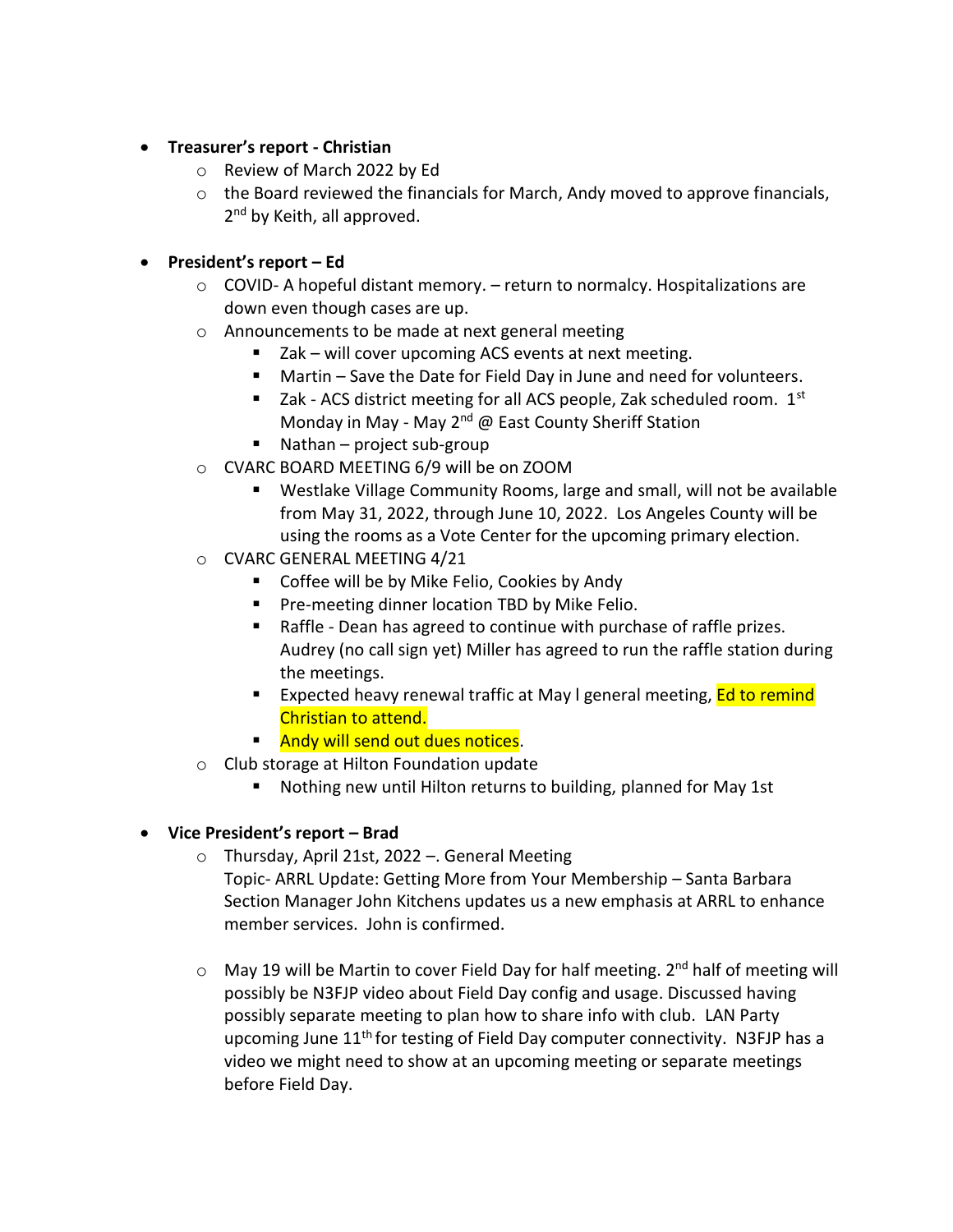- **Treasurer's report - Christian**
    - Review of March 2022 by Ed
    - the Board reviewed the financials for March, Andy moved to approve financials, 2nd by Keith, all approved.

- **President's report – Ed**
    - COVID- A hopeful distant memory. – return to normalcy. Hospitalizations are down even though cases are up.
    - Announcements to be made at next general meeting
        - Zak – will cover upcoming ACS events at next meeting.
        - Martin – Save the Date for Field Day in June and need for volunteers.
        - Zak - ACS district meeting for all ACS people, Zak scheduled room. 1st Monday in May - May 2nd @ East County Sheriff Station
        - Nathan – project sub-group
    - CVARC BOARD MEETING 6/9 will be on ZOOM
        - Westlake Village Community Rooms, large and small, will not be available from May 31, 2022, through June 10, 2022. Los Angeles County will be using the rooms as a Vote Center for the upcoming primary election.
    - CVARC GENERAL MEETING 4/21
        - Coffee will be by Mike Felio, Cookies by Andy
        - Pre-meeting dinner location TBD by Mike Felio.
        - Raffle - Dean has agreed to continue with purchase of raffle prizes. Audrey (no call sign yet) Miller has agreed to run the raffle station during the meetings.
        - Expected heavy renewal traffic at May l general meeting, Ed to remind Christian to attend.
        - Andy will send out dues notices.
    - Club storage at Hilton Foundation update
        - Nothing new until Hilton returns to building, planned for May 1st

- **Vice President's report – Brad**
    - Thursday, April 21st, 2022 –. General Meeting
      Topic- ARRL Update: Getting More from Your Membership – Santa Barbara Section Manager John Kitchens updates us a new emphasis at ARRL to enhance member services. John is confirmed.

    - May 19 will be Martin to cover Field Day for half meeting. 2nd half of meeting will possibly be N3FJP video about Field Day config and usage. Discussed having possibly separate meeting to plan how to share info with club. LAN Party upcoming June 11th for testing of Field Day computer connectivity. N3FJP has a video we might need to show at an upcoming meeting or separate meetings before Field Day.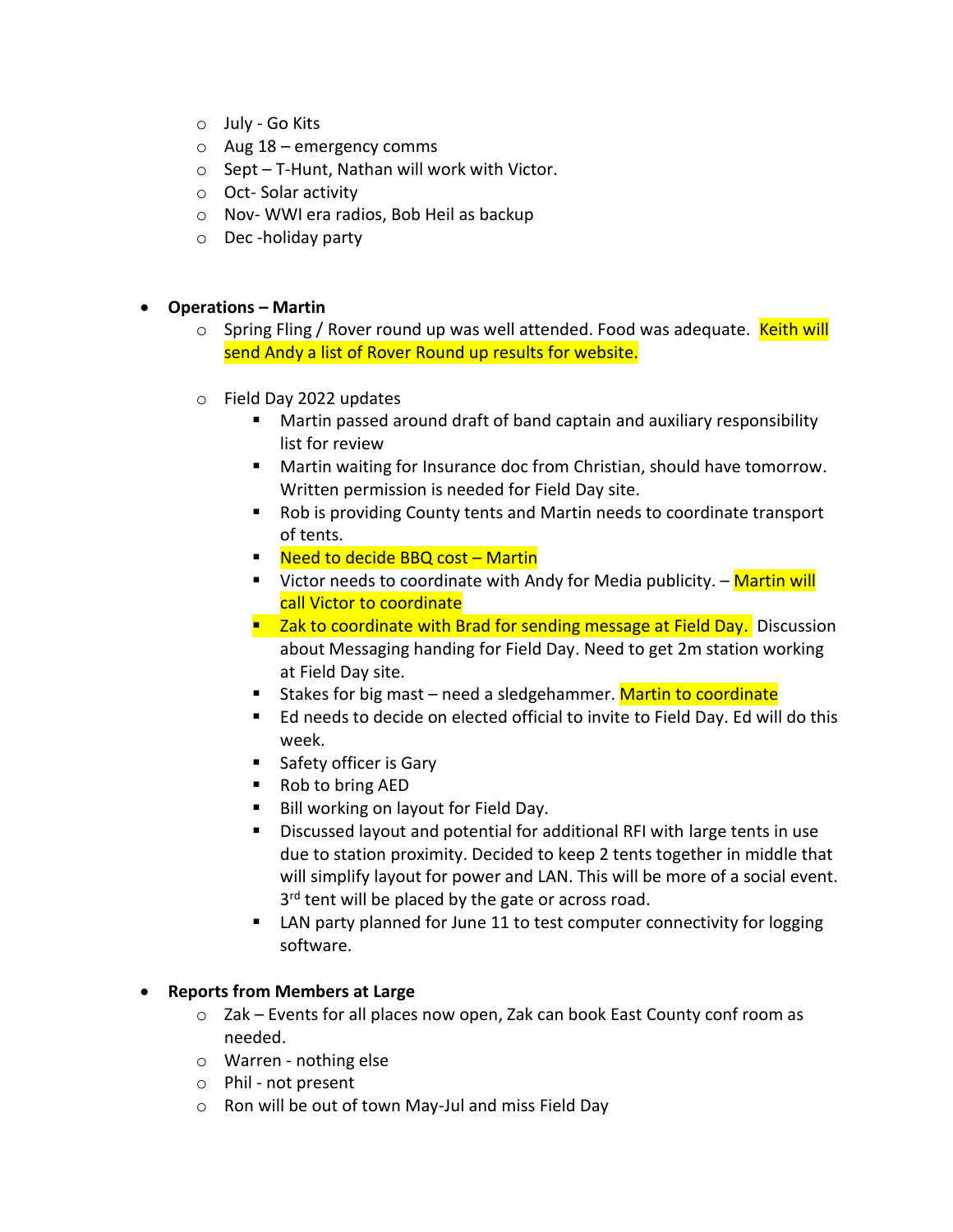- July - Go Kits
  - Aug 18 – emergency comms
  - Sept – T-Hunt, Nathan will work with Victor.
  - Oct- Solar activity
  - Nov- WWI era radios, Bob Heil as backup
  - Dec -holiday party

- **Operations – Martin**
  - Spring Fling / Rover round up was well attended. Food was adequate. Keith will send Andy a list of Rover Round up results for website.
  - Field Day 2022 updates
    - Martin passed around draft of band captain and auxiliary responsibility list for review
    - Martin waiting for Insurance doc from Christian, should have tomorrow. Written permission is needed for Field Day site.
    - Rob is providing County tents and Martin needs to coordinate transport of tents.
    - Need to decide BBQ cost – Martin
    - Victor needs to coordinate with Andy for Media publicity. – Martin will call Victor to coordinate
    - Zak to coordinate with Brad for sending message at Field Day. Discussion about Messaging handing for Field Day. Need to get 2m station working at Field Day site.
    - Stakes for big mast – need a sledgehammer. Martin to coordinate
    - Ed needs to decide on elected official to invite to Field Day. Ed will do this week.
    - Safety officer is Gary
    - Rob to bring AED
    - Bill working on layout for Field Day.
    - Discussed layout and potential for additional RFI with large tents in use due to station proximity. Decided to keep 2 tents together in middle that will simplify layout for power and LAN. This will be more of a social event. 3rd tent will be placed by the gate or across road.
    - LAN party planned for June 11 to test computer connectivity for logging software.

- **Reports from Members at Large**
  - Zak – Events for all places now open, Zak can book East County conf room as needed.
  - Warren - nothing else
  - Phil - not present
  - Ron will be out of town May-Jul and miss Field Day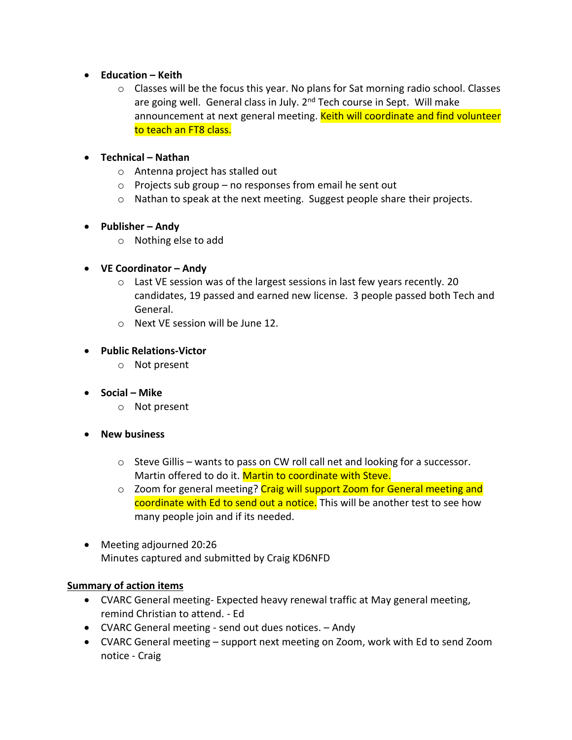- **Education – Keith**
  - Classes will be the focus this year. No plans for Sat morning radio school. Classes are going well. General class in July. 2nd Tech course in Sept. Will make announcement at next general meeting. Keith will coordinate and find volunteer to teach an FT8 class.

- **Technical – Nathan**
  - Antenna project has stalled out
  - Projects sub group – no responses from email he sent out
  - Nathan to speak at the next meeting. Suggest people share their projects.

- **Publisher – Andy**
  - Nothing else to add

- **VE Coordinator – Andy**
  - Last VE session was of the largest sessions in last few years recently. 20 candidates, 19 passed and earned new license. 3 people passed both Tech and General.
  - Next VE session will be June 12.

- **Public Relations-Victor**
  - Not present

- **Social – Mike**
  - Not present

- **New business**
  - Steve Gillis – wants to pass on CW roll call net and looking for a successor. Martin offered to do it. Martin to coordinate with Steve.
  - Zoom for general meeting? Craig will support Zoom for General meeting and coordinate with Ed to send out a notice. This will be another test to see how many people join and if its needed.

- Meeting adjourned 20:26
  Minutes captured and submitted by Craig KD6NFD

**Summary of action items**

- CVARC General meeting- Expected heavy renewal traffic at May general meeting, remind Christian to attend. - Ed
- CVARC General meeting - send out dues notices. – Andy
- CVARC General meeting – support next meeting on Zoom, work with Ed to send Zoom notice - Craig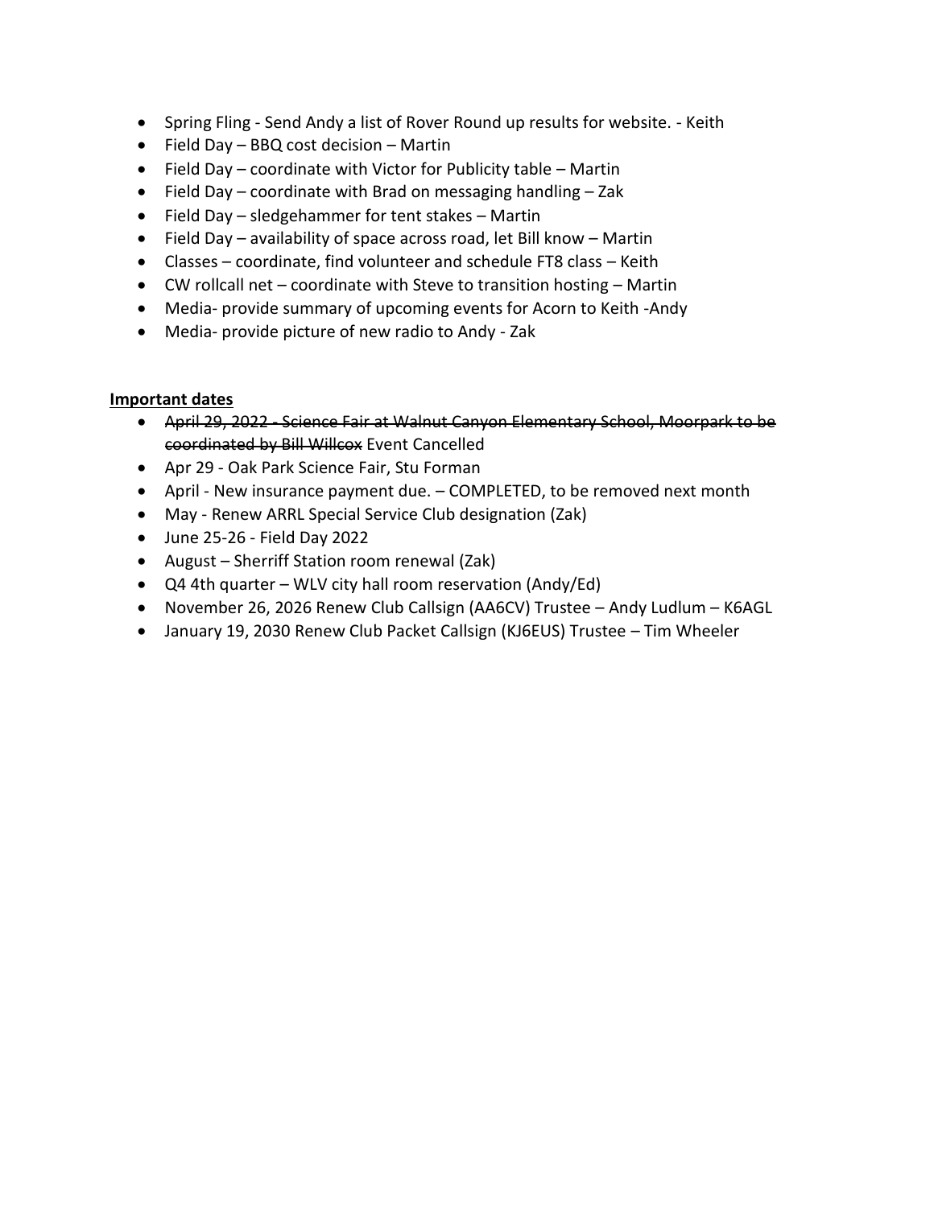- Spring Fling - Send Andy a list of Rover Round up results for website. - Keith
- Field Day – BBQ cost decision – Martin
- Field Day – coordinate with Victor for Publicity table – Martin
- Field Day – coordinate with Brad on messaging handling – Zak
- Field Day – sledgehammer for tent stakes – Martin
- Field Day – availability of space across road, let Bill know – Martin
- Classes – coordinate, find volunteer and schedule FT8 class – Keith
- CW rollcall net – coordinate with Steve to transition hosting – Martin
- Media- provide summary of upcoming events for Acorn to Keith -Andy
- Media- provide picture of new radio to Andy - Zak

**Important dates**

- ~~April 29, 2022 - Science Fair at Walnut Canyon Elementary School, Moorpark to be coordinated by Bill Willcox~~ Event Cancelled
- Apr 29 - Oak Park Science Fair, Stu Forman
- April - New insurance payment due. – COMPLETED, to be removed next month
- May - Renew ARRL Special Service Club designation (Zak)
- June 25-26 - Field Day 2022
- August – Sherriff Station room renewal (Zak)
- Q4 4th quarter – WLV city hall room reservation (Andy/Ed)
- November 26, 2026 Renew Club Callsign (AA6CV) Trustee – Andy Ludlum – K6AGL
- January 19, 2030 Renew Club Packet Callsign (KJ6EUS) Trustee – Tim Wheeler